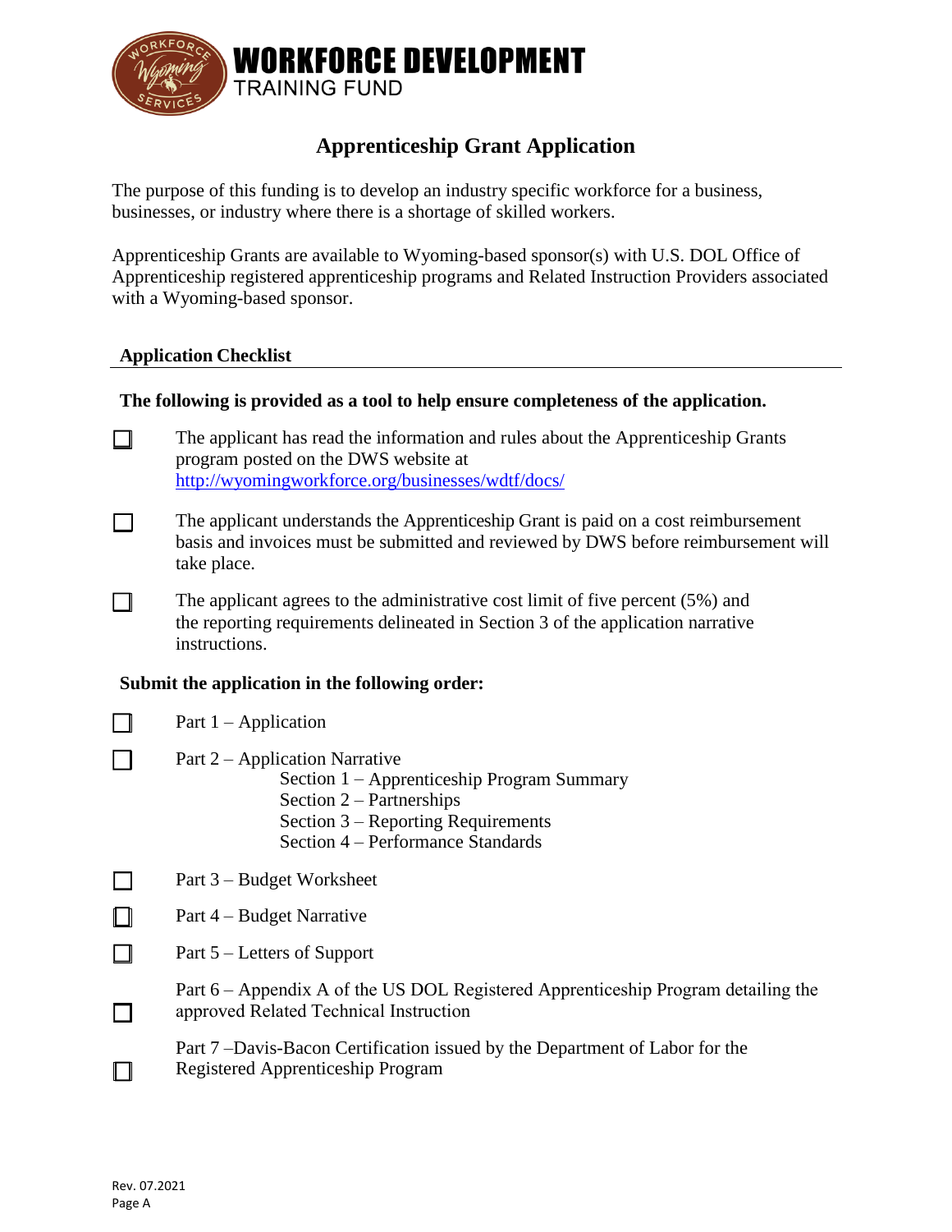**WORKFORCE DEVELOPMENT**
TRAINING FUND

# Apprenticeship Grant Application

The purpose of this funding is to develop an industry specific workforce for a business, businesses, or industry where there is a shortage of skilled workers.

Apprenticeship Grants are available to Wyoming-based sponsor(s) with U.S. DOL Office of Apprenticeship registered apprenticeship programs and Related Instruction Providers associated with a Wyoming-based sponsor.

## Application Checklist

**The following is provided as a tool to help ensure completeness of the application.**

- ☐ The applicant has read the information and rules about the Apprenticeship Grants program posted on the DWS website at http://wyomingworkforce.org/businesses/wdtf/docs/
- ☐ The applicant understands the Apprenticeship Grant is paid on a cost reimbursement basis and invoices must be submitted and reviewed by DWS before reimbursement will take place.
- ☐ The applicant agrees to the administrative cost limit of five percent (5%) and the reporting requirements delineated in Section 3 of the application narrative instructions.

**Submit the application in the following order:**

- ☐ Part 1 – Application
- ☐ Part 2 – Application Narrative
  - Section 1 – Apprenticeship Program Summary
  - Section 2 – Partnerships
  - Section 3 – Reporting Requirements
  - Section 4 – Performance Standards
- ☐ Part 3 – Budget Worksheet
- ☐ Part 4 – Budget Narrative
- ☐ Part 5 – Letters of Support
- ☐ Part 6 – Appendix A of the US DOL Registered Apprenticeship Program detailing the approved Related Technical Instruction
- ☐ Part 7 –Davis-Bacon Certification issued by the Department of Labor for the Registered Apprenticeship Program

Rev. 07.2021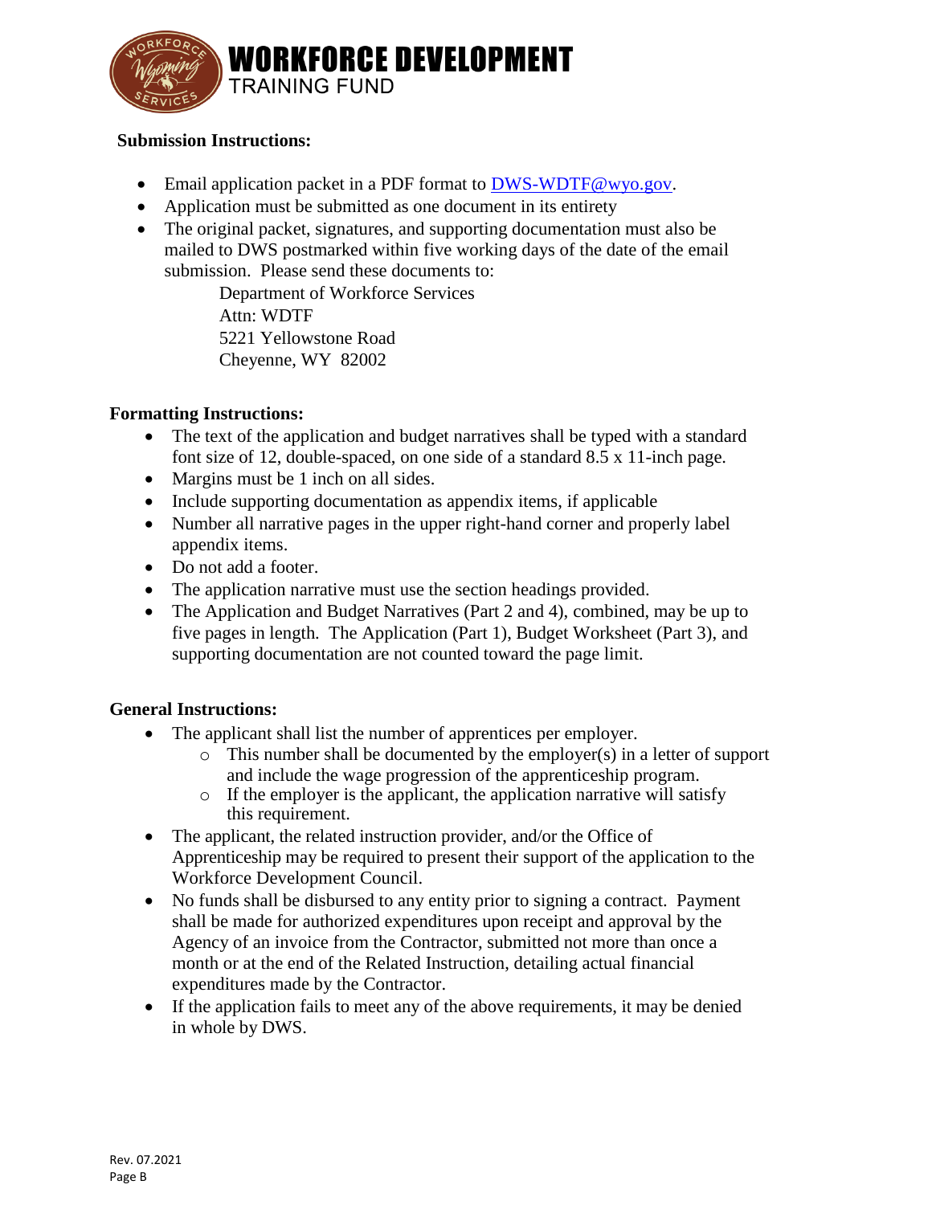# WORKFORCE DEVELOPMENT
TRAINING FUND

**Submission Instructions:**

- Email application packet in a PDF format to DWS-WDTF@wyo.gov.
- Application must be submitted as one document in its entirety
- The original packet, signatures, and supporting documentation must also be mailed to DWS postmarked within five working days of the date of the email submission. Please send these documents to:

  Department of Workforce Services
  Attn: WDTF
  5221 Yellowstone Road
  Cheyenne, WY 82002

**Formatting Instructions:**

- The text of the application and budget narratives shall be typed with a standard font size of 12, double-spaced, on one side of a standard 8.5 x 11-inch page.
- Margins must be 1 inch on all sides.
- Include supporting documentation as appendix items, if applicable
- Number all narrative pages in the upper right-hand corner and properly label appendix items.
- Do not add a footer.
- The application narrative must use the section headings provided.
- The Application and Budget Narratives (Part 2 and 4), combined, may be up to five pages in length. The Application (Part 1), Budget Worksheet (Part 3), and supporting documentation are not counted toward the page limit.

**General Instructions:**

- The applicant shall list the number of apprentices per employer.
  - This number shall be documented by the employer(s) in a letter of support and include the wage progression of the apprenticeship program.
  - If the employer is the applicant, the application narrative will satisfy this requirement.
- The applicant, the related instruction provider, and/or the Office of Apprenticeship may be required to present their support of the application to the Workforce Development Council.
- No funds shall be disbursed to any entity prior to signing a contract. Payment shall be made for authorized expenditures upon receipt and approval by the Agency of an invoice from the Contractor, submitted not more than once a month or at the end of the Related Instruction, detailing actual financial expenditures made by the Contractor.
- If the application fails to meet any of the above requirements, it may be denied in whole by DWS.

Rev. 07.2021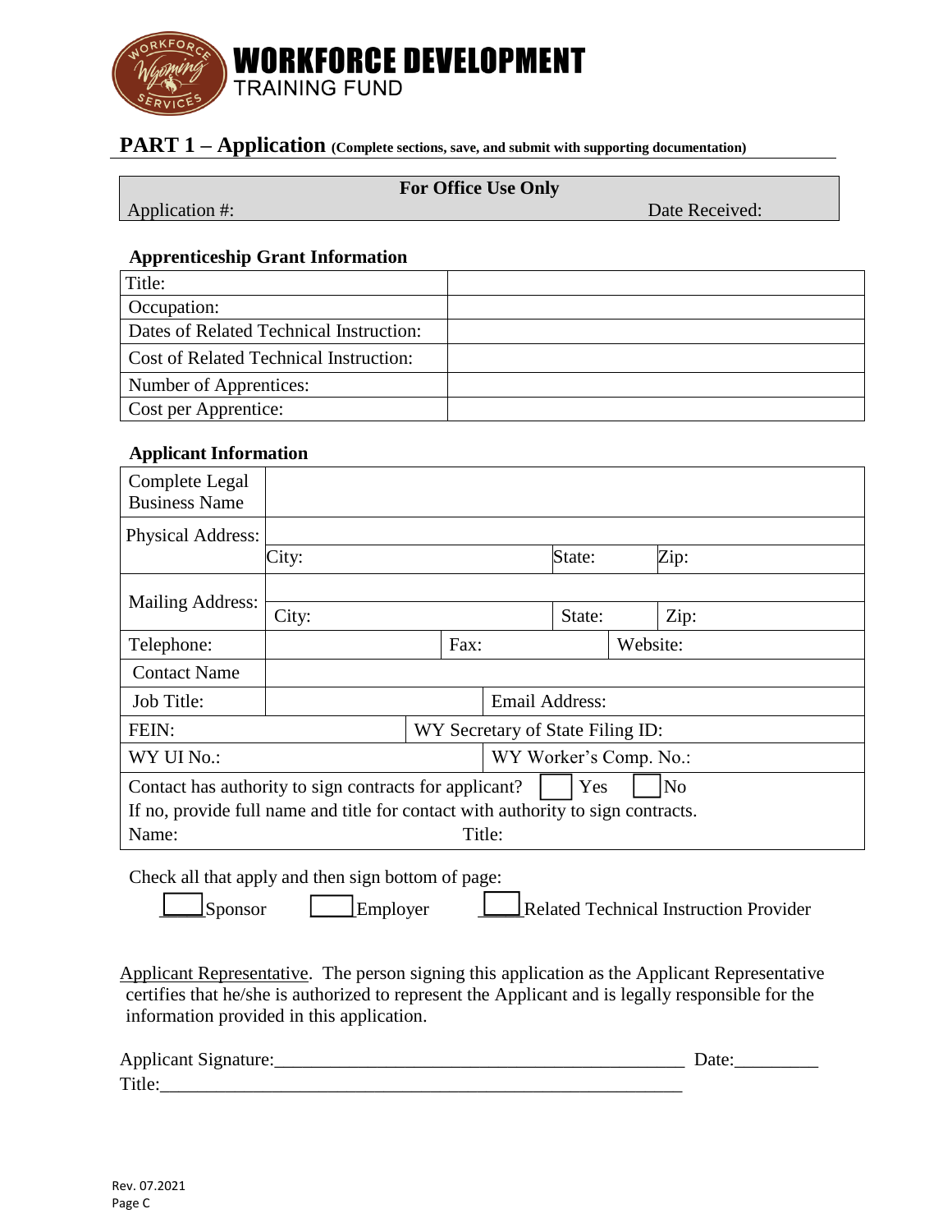# WORKFORCE DEVELOPMENT
TRAINING FUND

## PART 1 – Application (Complete sections, save, and submit with supporting documentation)

| For Office Use Only | |
|---|---|
| Application #: | Date Received: |

### Apprenticeship Grant Information

| | |
|---|---|
| Title: | |
| Occupation: | |
| Dates of Related Technical Instruction: | |
| Cost of Related Technical Instruction: | |
| Number of Apprentices: | |
| Cost per Apprentice: | |

### Applicant Information

| | | | |
|---|---|---|---|
| Complete Legal Business Name | | | |
| Physical Address: | | | |
| | City: | State: | Zip: |
| Mailing Address: | | | |
| | City: | State: | Zip: |
| Telephone: | | Fax: | Website: |
| Contact Name | | | |
| Job Title: | | Email Address: | |
| FEIN: | | WY Secretary of State Filing ID: | |
| WY UI No.: | | WY Worker's Comp. No.: | |

Contact has authority to sign contracts for applicant? ☐ Yes ☐ No
If no, provide full name and title for contact with authority to sign contracts.
Name: Title:

Check all that apply and then sign bottom of page:

☐ Sponsor ☐ Employer ☐ Related Technical Instruction Provider

Applicant Representative. The person signing this application as the Applicant Representative certifies that he/she is authorized to represent the Applicant and is legally responsible for the information provided in this application.

Applicant Signature:_____________________________________________ Date:_________
Title:__________________________________________________________

Rev. 07.2021
Page C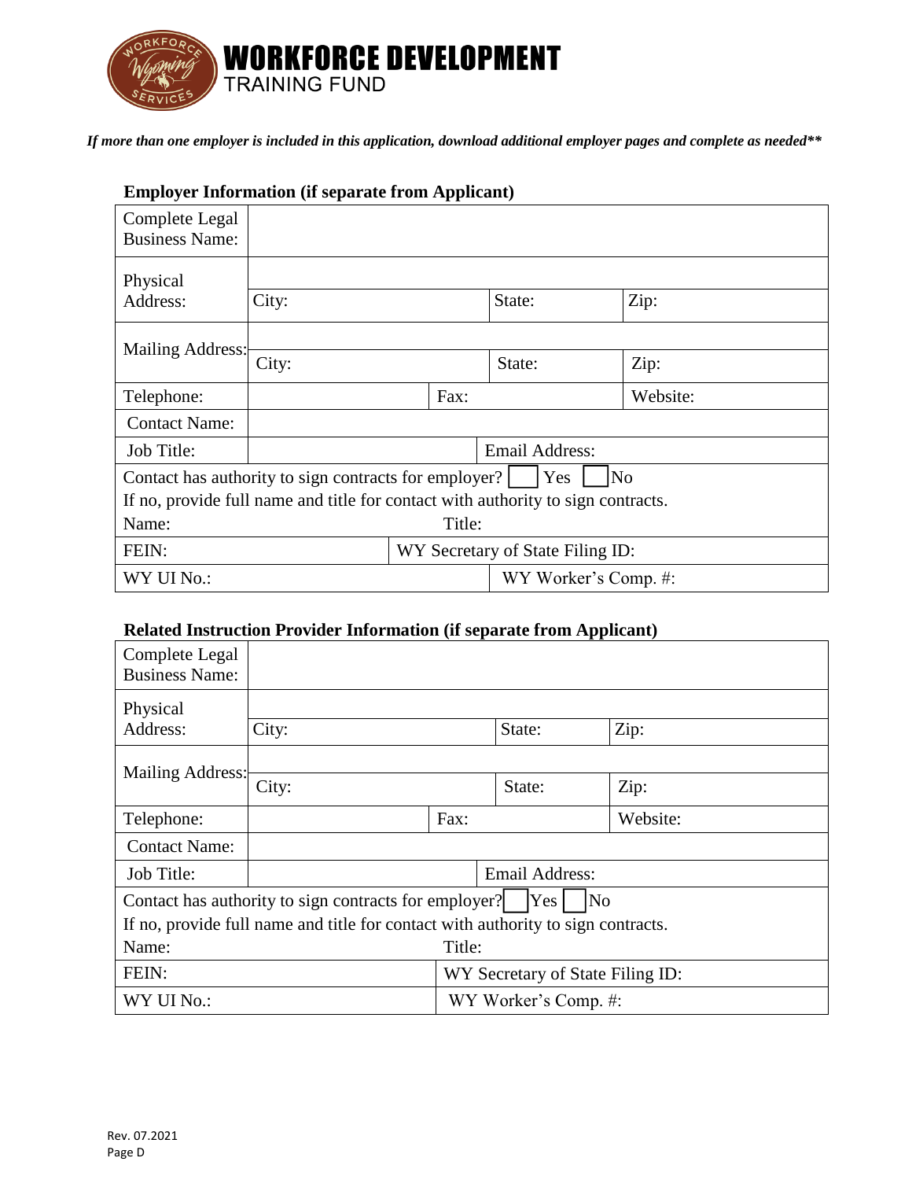# WORKFORCE DEVELOPMENT
TRAINING FUND

*If more than one employer is included in this application, download additional employer pages and complete as needed***

**Employer Information (if separate from Applicant)**

| | | | |
|---|---|---|---|
| Complete Legal Business Name: | | | |
| Physical Address: | | | |
| | City: | State: | Zip: |
| Mailing Address: | | | |
| | City: | State: | Zip: |
| Telephone: | | Fax: | Website: |
| Contact Name: | | | |
| Job Title: | | Email Address: | |
| Contact has authority to sign contracts for employer? ☐ Yes ☐ No | | | |
| If no, provide full name and title for contact with authority to sign contracts. | | | |
| Name: | | Title: | |
| FEIN: | | WY Secretary of State Filing ID: | |
| WY UI No.: | | WY Worker's Comp. #: | |

**Related Instruction Provider Information (if separate from Applicant)**

| | | | |
|---|---|---|---|
| Complete Legal Business Name: | | | |
| Physical Address: | | | |
| | City: | State: | Zip: |
| Mailing Address: | | | |
| | City: | State: | Zip: |
| Telephone: | | Fax: | Website: |
| Contact Name: | | | |
| Job Title: | | Email Address: | |
| Contact has authority to sign contracts for employer? ☐ Yes ☐ No | | | |
| If no, provide full name and title for contact with authority to sign contracts. | | | |
| Name: | | Title: | |
| FEIN: | | WY Secretary of State Filing ID: | |
| WY UI No.: | | WY Worker's Comp. #: | |

Rev. 07.2021
Page D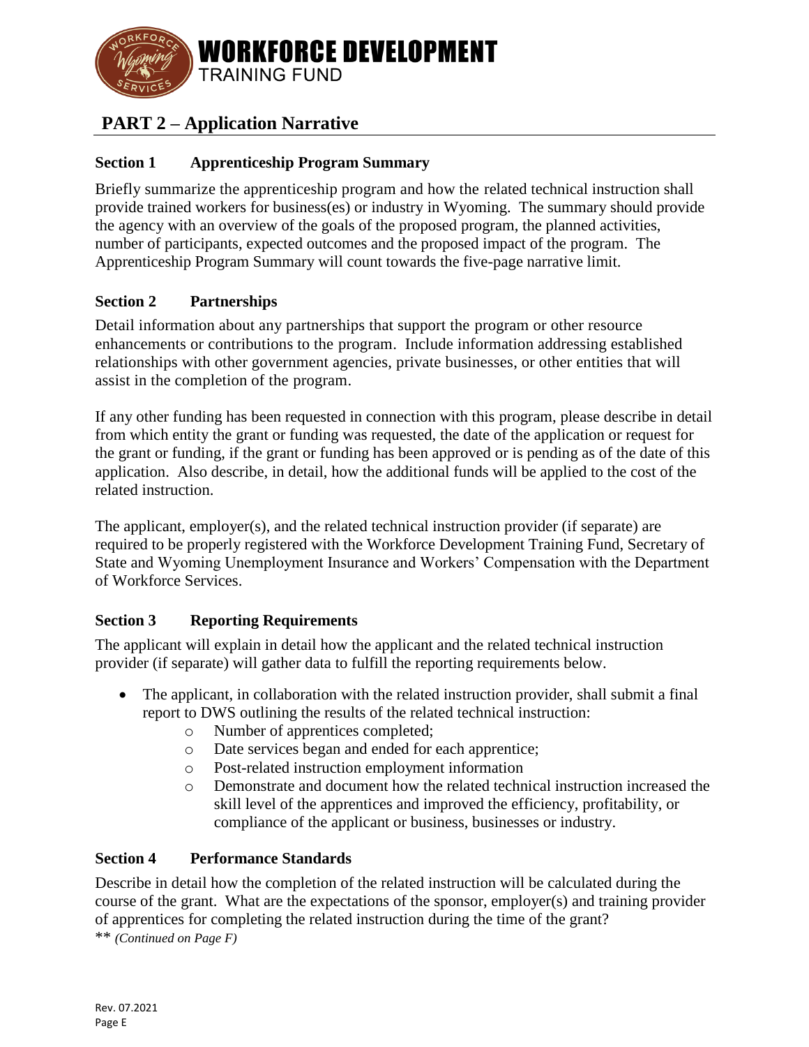# WORKFORCE DEVELOPMENT TRAINING FUND

## PART 2 – Application Narrative

### Section 1 Apprenticeship Program Summary

Briefly summarize the apprenticeship program and how the related technical instruction shall provide trained workers for business(es) or industry in Wyoming. The summary should provide the agency with an overview of the goals of the proposed program, the planned activities, number of participants, expected outcomes and the proposed impact of the program. The Apprenticeship Program Summary will count towards the five-page narrative limit.

### Section 2 Partnerships

Detail information about any partnerships that support the program or other resource enhancements or contributions to the program. Include information addressing established relationships with other government agencies, private businesses, or other entities that will assist in the completion of the program.

If any other funding has been requested in connection with this program, please describe in detail from which entity the grant or funding was requested, the date of the application or request for the grant or funding, if the grant or funding has been approved or is pending as of the date of this application. Also describe, in detail, how the additional funds will be applied to the cost of the related instruction.

The applicant, employer(s), and the related technical instruction provider (if separate) are required to be properly registered with the Workforce Development Training Fund, Secretary of State and Wyoming Unemployment Insurance and Workers' Compensation with the Department of Workforce Services.

### Section 3 Reporting Requirements

The applicant will explain in detail how the applicant and the related technical instruction provider (if separate) will gather data to fulfill the reporting requirements below.

- The applicant, in collaboration with the related instruction provider, shall submit a final report to DWS outlining the results of the related technical instruction:
  - Number of apprentices completed;
  - Date services began and ended for each apprentice;
  - Post-related instruction employment information
  - Demonstrate and document how the related technical instruction increased the skill level of the apprentices and improved the efficiency, profitability, or compliance of the applicant or business, businesses or industry.

### Section 4 Performance Standards

Describe in detail how the completion of the related instruction will be calculated during the course of the grant. What are the expectations of the sponsor, employer(s) and training provider of apprentices for completing the related instruction during the time of the grant?

** *(Continued on Page F)*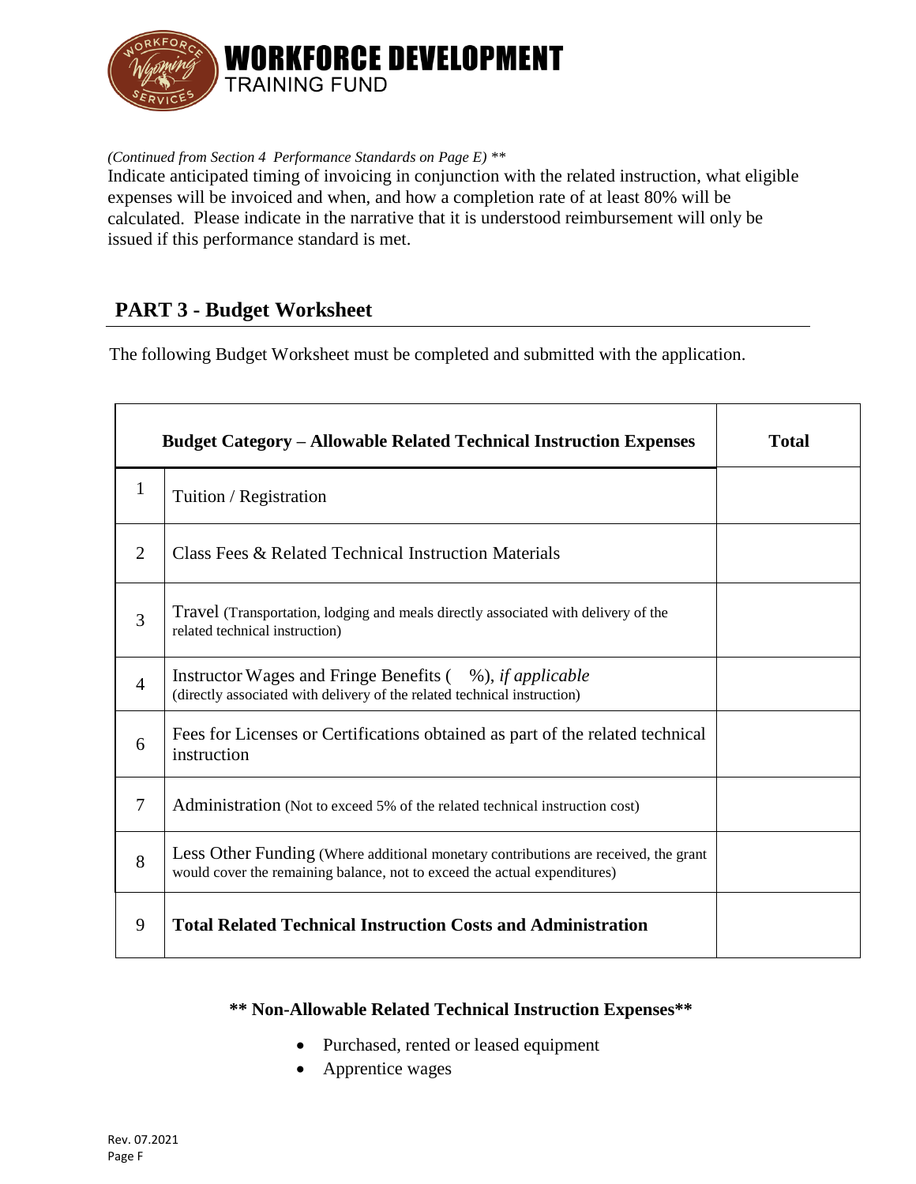*(Continued from Section 4 Performance Standards on Page E) ***

Indicate anticipated timing of invoicing in conjunction with the related instruction, what eligible expenses will be invoiced and when, and how a completion rate of at least 80% will be calculated. Please indicate in the narrative that it is understood reimbursement will only be issued if this performance standard is met.

## PART 3 - Budget Worksheet

The following Budget Worksheet must be completed and submitted with the application.

| | **Budget Category – Allowable Related Technical Instruction Expenses** | **Total** |
|---|---|---|
| 1 | Tuition / Registration | |
| 2 | Class Fees & Related Technical Instruction Materials | |
| 3 | Travel (Transportation, lodging and meals directly associated with delivery of the related technical instruction) | |
| 4 | Instructor Wages and Fringe Benefits (   %), *if applicable* (directly associated with delivery of the related technical instruction) | |
| 6 | Fees for Licenses or Certifications obtained as part of the related technical instruction | |
| 7 | Administration (Not to exceed 5% of the related technical instruction cost) | |
| 8 | Less Other Funding (Where additional monetary contributions are received, the grant would cover the remaining balance, not to exceed the actual expenditures) | |
| 9 | **Total Related Technical Instruction Costs and Administration** | |

**** Non-Allowable Related Technical Instruction Expenses****

- Purchased, rented or leased equipment
- Apprentice wages

Rev. 07.2021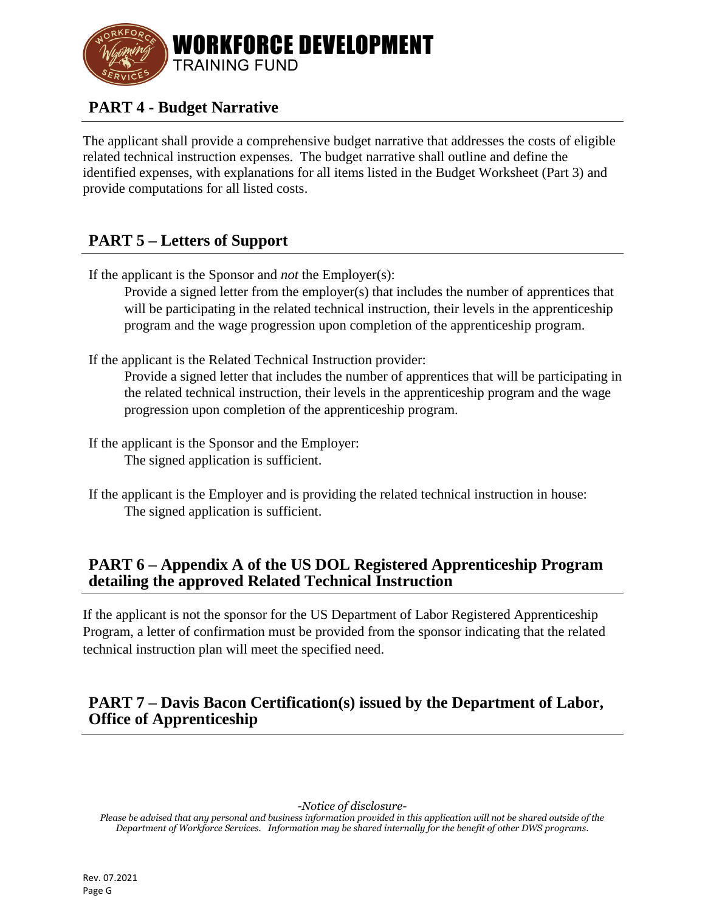## PART 4 - Budget Narrative

The applicant shall provide a comprehensive budget narrative that addresses the costs of eligible related technical instruction expenses. The budget narrative shall outline and define the identified expenses, with explanations for all items listed in the Budget Worksheet (Part 3) and provide computations for all listed costs.

## PART 5 – Letters of Support

If the applicant is the Sponsor and *not* the Employer(s):

Provide a signed letter from the employer(s) that includes the number of apprentices that will be participating in the related technical instruction, their levels in the apprenticeship program and the wage progression upon completion of the apprenticeship program.

If the applicant is the Related Technical Instruction provider:

Provide a signed letter that includes the number of apprentices that will be participating in the related technical instruction, their levels in the apprenticeship program and the wage progression upon completion of the apprenticeship program.

If the applicant is the Sponsor and the Employer:

The signed application is sufficient.

If the applicant is the Employer and is providing the related technical instruction in house:

The signed application is sufficient.

## PART 6 – Appendix A of the US DOL Registered Apprenticeship Program detailing the approved Related Technical Instruction

If the applicant is not the sponsor for the US Department of Labor Registered Apprenticeship Program, a letter of confirmation must be provided from the sponsor indicating that the related technical instruction plan will meet the specified need.

## PART 7 – Davis Bacon Certification(s) issued by the Department of Labor, Office of Apprenticeship

*-Notice of disclosure-*

*Please be advised that any personal and business information provided in this application will not be shared outside of the Department of Workforce Services. Information may be shared internally for the benefit of other DWS programs.*

Rev. 07.2021